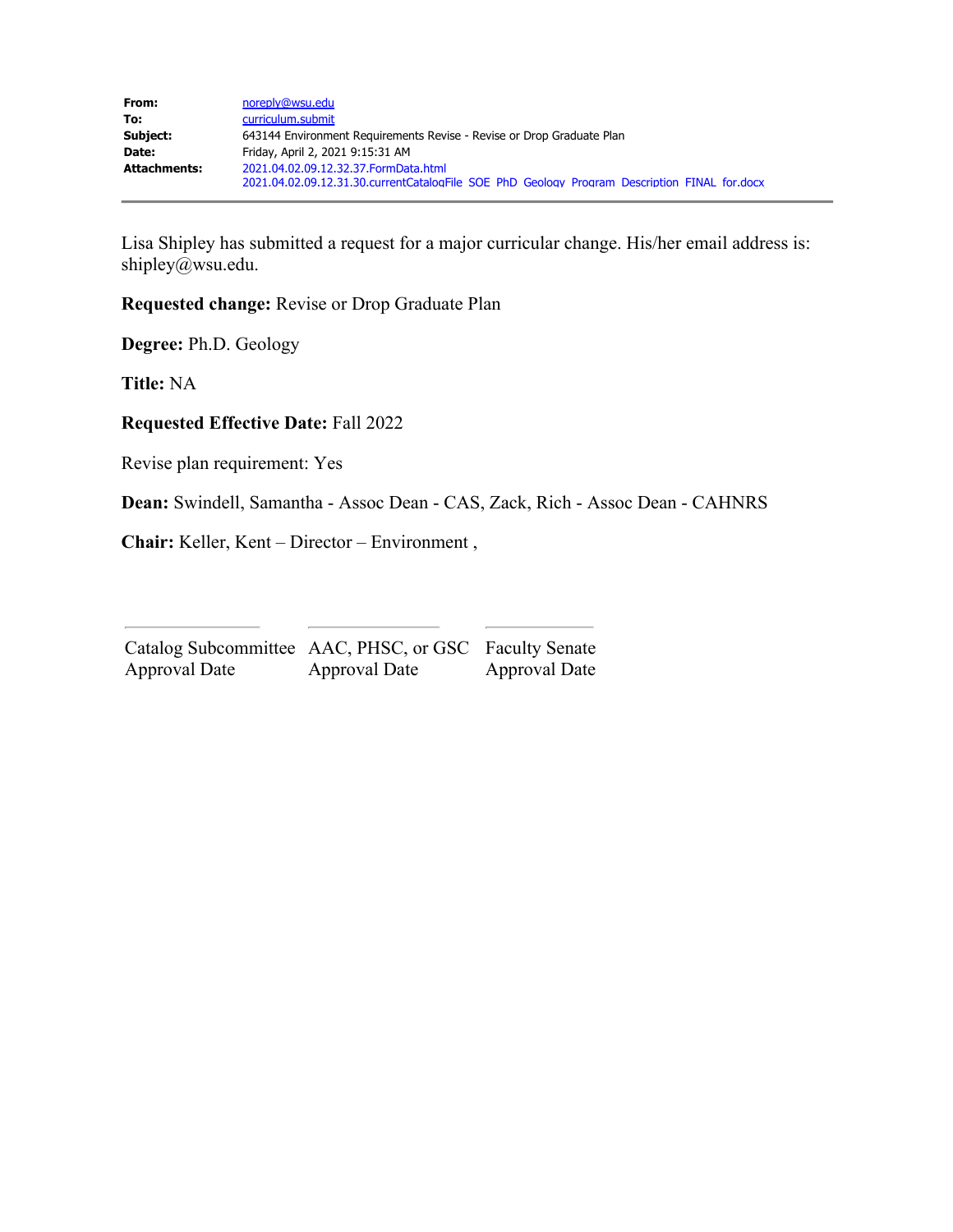| | |
|---|---|
| **From:** | noreply@wsu.edu |
| **To:** | curriculum.submit |
| **Subject:** | 643144 Environment Requirements Revise - Revise or Drop Graduate Plan |
| **Date:** | Friday, April 2, 2021 9:15:31 AM |
| **Attachments:** | 2021.04.02.09.12.32.37.FormData.html<br>2021.04.02.09.12.31.30.currentCatalogFile_SOE_PhD_Geology_Program_Description_FINAL_for.docx |

---

Lisa Shipley has submitted a request for a major curricular change. His/her email address is: shipley@wsu.edu.

**Requested change:** Revise or Drop Graduate Plan

**Degree:** Ph.D. Geology

**Title:** NA

**Requested Effective Date:** Fall 2022

Revise plan requirement: Yes

**Dean:** Swindell, Samantha - Assoc Dean - CAS, Zack, Rich - Assoc Dean - CAHNRS

**Chair:** Keller, Kent – Director – Environment ,

| ___________________ | ___________________ | ___________________ |
|---|---|---|
| Catalog Subcommittee Approval Date | AAC, PHSC, or GSC Approval Date | Faculty Senate Approval Date |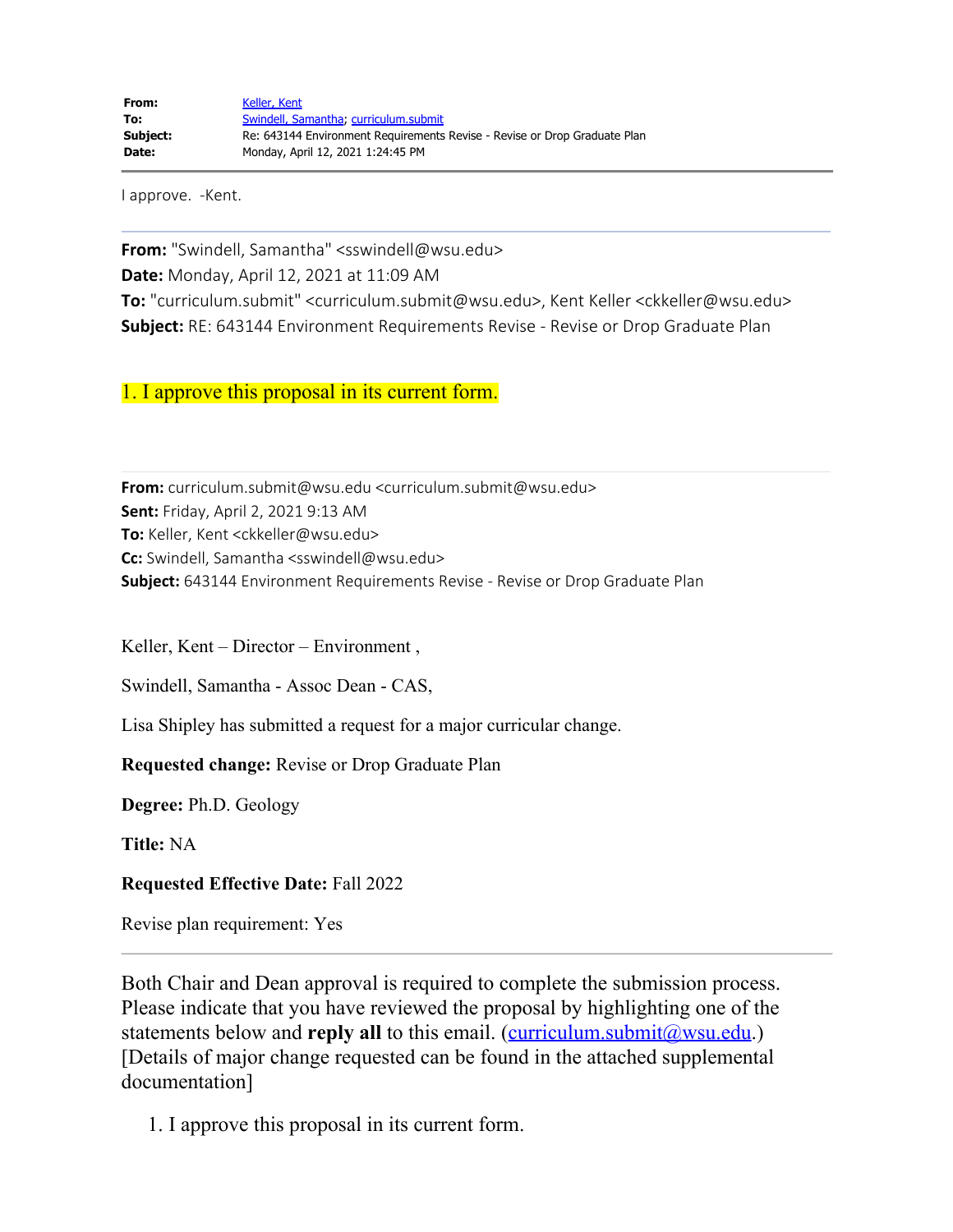**From:** Keller, Kent
**To:** Swindell, Samantha; curriculum.submit
**Subject:** Re: 643144 Environment Requirements Revise - Revise or Drop Graduate Plan
**Date:** Monday, April 12, 2021 1:24:45 PM

---

I approve. -Kent.

---

**From:** "Swindell, Samantha" <sswindell@wsu.edu>
**Date:** Monday, April 12, 2021 at 11:09 AM
**To:** "curriculum.submit" <curriculum.submit@wsu.edu>, Kent Keller <ckkeller@wsu.edu>
**Subject:** RE: 643144 Environment Requirements Revise - Revise or Drop Graduate Plan

1. I approve this proposal in its current form.

---

**From:** curriculum.submit@wsu.edu <curriculum.submit@wsu.edu>
**Sent:** Friday, April 2, 2021 9:13 AM
**To:** Keller, Kent <ckkeller@wsu.edu>
**Cc:** Swindell, Samantha <sswindell@wsu.edu>
**Subject:** 643144 Environment Requirements Revise - Revise or Drop Graduate Plan

Keller, Kent – Director – Environment ,

Swindell, Samantha - Assoc Dean - CAS,

Lisa Shipley has submitted a request for a major curricular change.

**Requested change:** Revise or Drop Graduate Plan

**Degree:** Ph.D. Geology

**Title:** NA

**Requested Effective Date:** Fall 2022

Revise plan requirement: Yes

---

Both Chair and Dean approval is required to complete the submission process. Please indicate that you have reviewed the proposal by highlighting one of the statements below and **reply all** to this email. (curriculum.submit@wsu.edu.) [Details of major change requested can be found in the attached supplemental documentation]

1. I approve this proposal in its current form.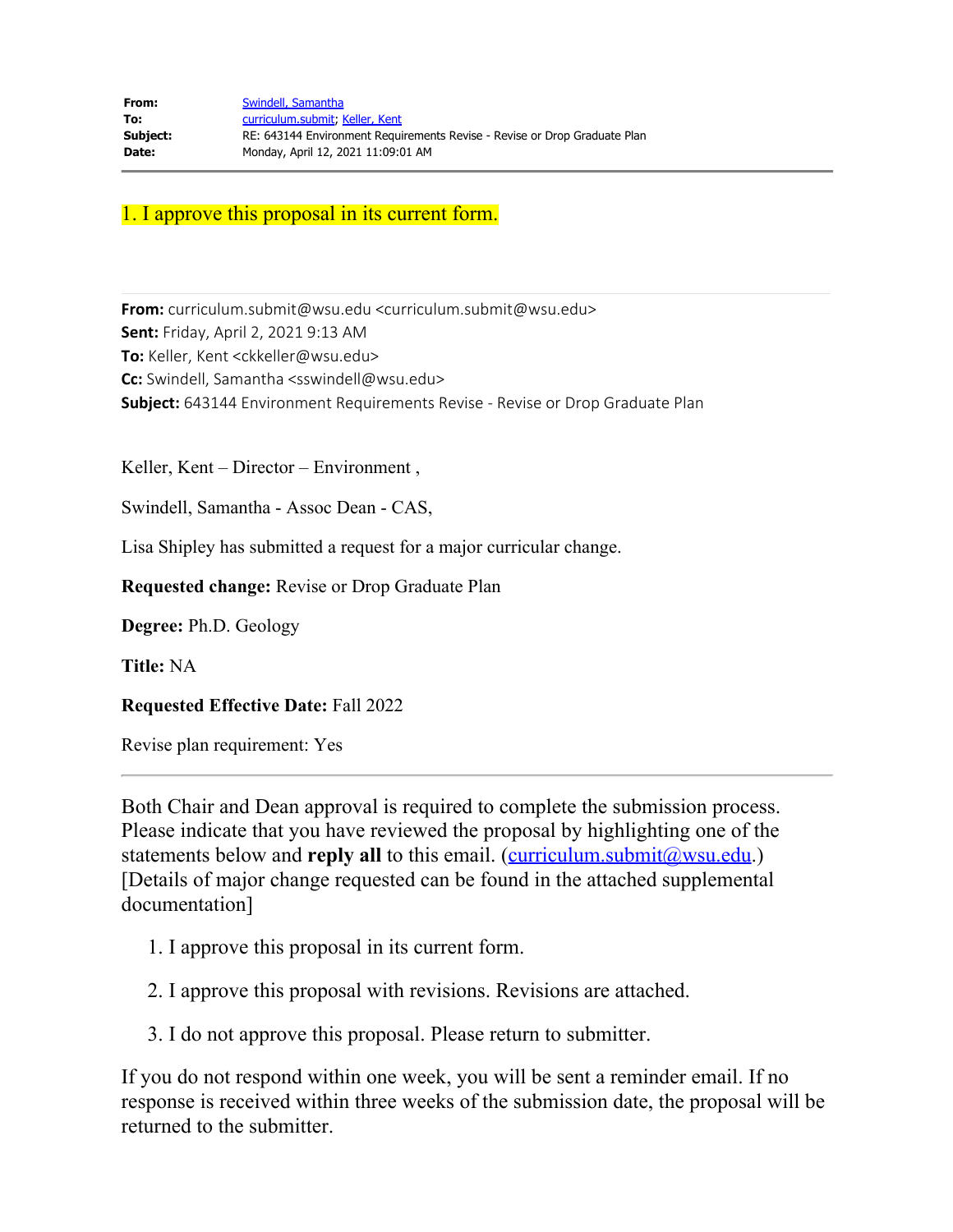**From:** Swindell, Samantha
**To:** curriculum.submit; Keller, Kent
**Subject:** RE: 643144 Environment Requirements Revise - Revise or Drop Graduate Plan
**Date:** Monday, April 12, 2021 11:09:01 AM

---

1. I approve this proposal in its current form.

---

**From:** curriculum.submit@wsu.edu <curriculum.submit@wsu.edu>
**Sent:** Friday, April 2, 2021 9:13 AM
**To:** Keller, Kent <ckkeller@wsu.edu>
**Cc:** Swindell, Samantha <sswindell@wsu.edu>
**Subject:** 643144 Environment Requirements Revise - Revise or Drop Graduate Plan

Keller, Kent – Director – Environment ,

Swindell, Samantha - Assoc Dean - CAS,

Lisa Shipley has submitted a request for a major curricular change.

**Requested change:** Revise or Drop Graduate Plan

**Degree:** Ph.D. Geology

**Title:** NA

**Requested Effective Date:** Fall 2022

Revise plan requirement: Yes

---

Both Chair and Dean approval is required to complete the submission process. Please indicate that you have reviewed the proposal by highlighting one of the statements below and **reply all** to this email. (curriculum.submit@wsu.edu.) [Details of major change requested can be found in the attached supplemental documentation]

1. I approve this proposal in its current form.
2. I approve this proposal with revisions. Revisions are attached.
3. I do not approve this proposal. Please return to submitter.

If you do not respond within one week, you will be sent a reminder email. If no response is received within three weeks of the submission date, the proposal will be returned to the submitter.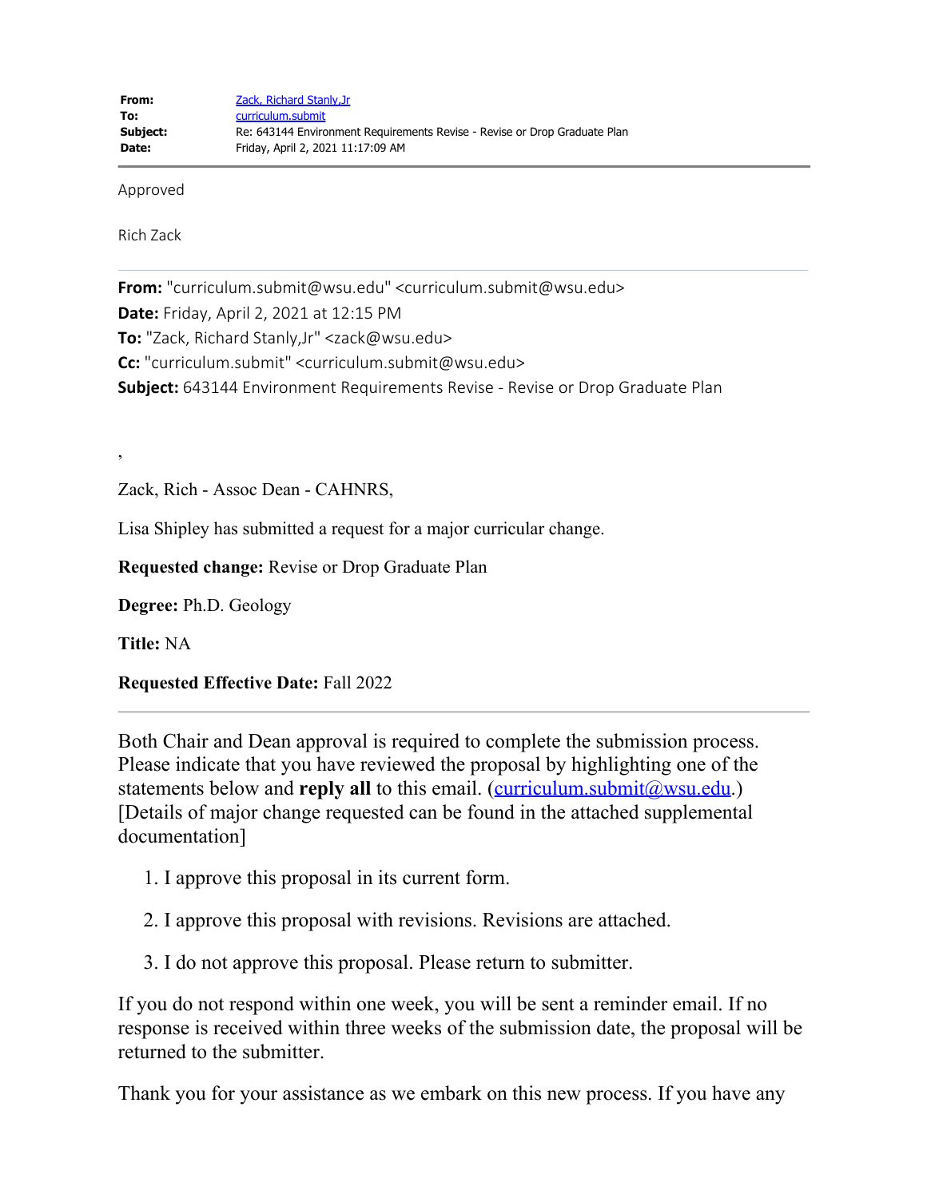**From:** Zack, Richard Stanly,Jr
**To:** curriculum.submit
**Subject:** Re: 643144 Environment Requirements Revise - Revise or Drop Graduate Plan
**Date:** Friday, April 2, 2021 11:17:09 AM

---

Approved

Rich Zack

---

**From:** "curriculum.submit@wsu.edu" <curriculum.submit@wsu.edu>
**Date:** Friday, April 2, 2021 at 12:15 PM
**To:** "Zack, Richard Stanly,Jr" <zack@wsu.edu>
**Cc:** "curriculum.submit" <curriculum.submit@wsu.edu>
**Subject:** 643144 Environment Requirements Revise - Revise or Drop Graduate Plan

,

Zack, Rich - Assoc Dean - CAHNRS,

Lisa Shipley has submitted a request for a major curricular change.

**Requested change:** Revise or Drop Graduate Plan

**Degree:** Ph.D. Geology

**Title:** NA

**Requested Effective Date:** Fall 2022

---

Both Chair and Dean approval is required to complete the submission process. Please indicate that you have reviewed the proposal by highlighting one of the statements below and **reply all** to this email. (curriculum.submit@wsu.edu.) [Details of major change requested can be found in the attached supplemental documentation]

1. I approve this proposal in its current form.
2. I approve this proposal with revisions. Revisions are attached.
3. I do not approve this proposal. Please return to submitter.

If you do not respond within one week, you will be sent a reminder email. If no response is received within three weeks of the submission date, the proposal will be returned to the submitter.

Thank you for your assistance as we embark on this new process. If you have any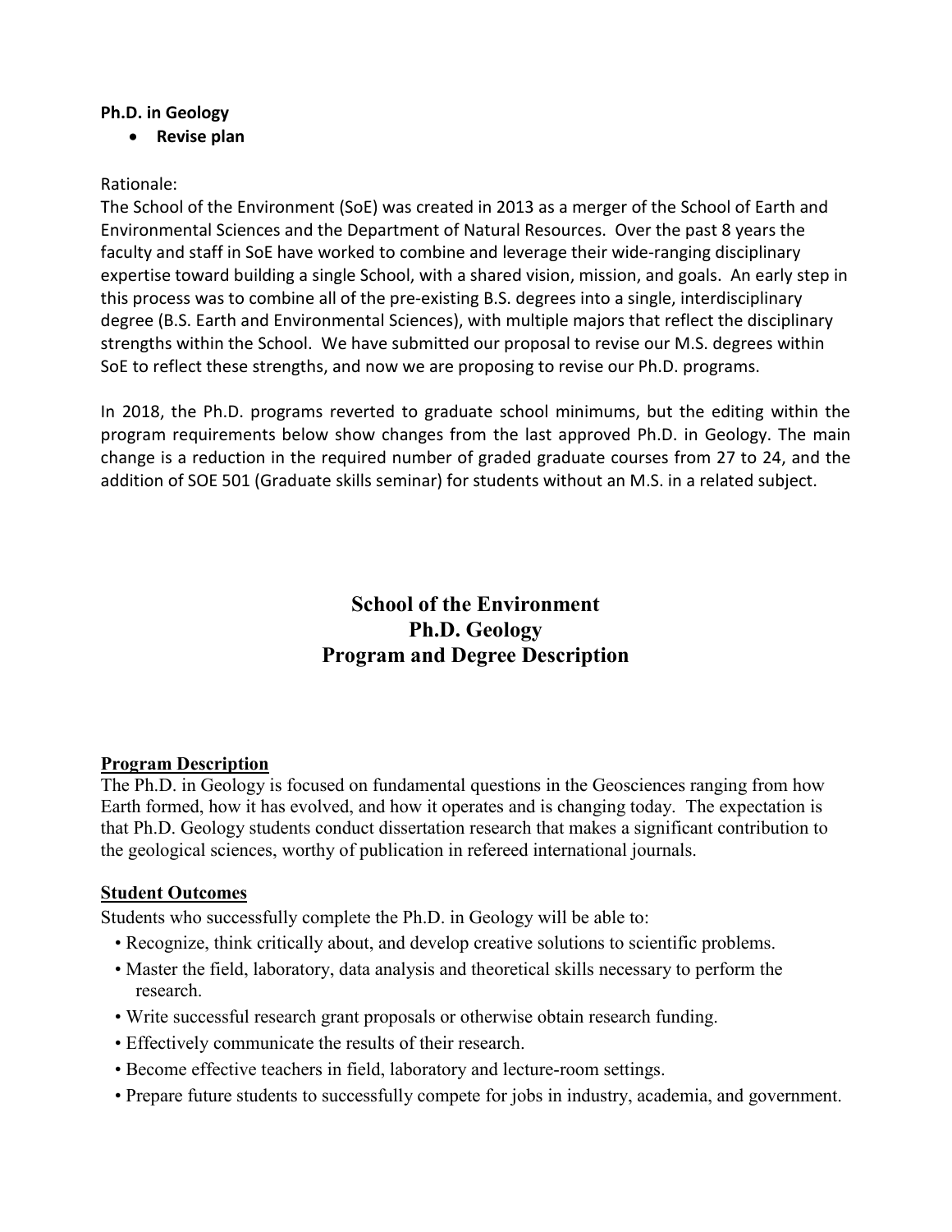**Ph.D. in Geology**

- **Revise plan**

Rationale:
The School of the Environment (SoE) was created in 2013 as a merger of the School of Earth and Environmental Sciences and the Department of Natural Resources. Over the past 8 years the faculty and staff in SoE have worked to combine and leverage their wide-ranging disciplinary expertise toward building a single School, with a shared vision, mission, and goals. An early step in this process was to combine all of the pre-existing B.S. degrees into a single, interdisciplinary degree (B.S. Earth and Environmental Sciences), with multiple majors that reflect the disciplinary strengths within the School. We have submitted our proposal to revise our M.S. degrees within SoE to reflect these strengths, and now we are proposing to revise our Ph.D. programs.

In 2018, the Ph.D. programs reverted to graduate school minimums, but the editing within the program requirements below show changes from the last approved Ph.D. in Geology. The main change is a reduction in the required number of graded graduate courses from 27 to 24, and the addition of SOE 501 (Graduate skills seminar) for students without an M.S. in a related subject.

# School of the Environment
# Ph.D. Geology
# Program and Degree Description

## Program Description

The Ph.D. in Geology is focused on fundamental questions in the Geosciences ranging from how Earth formed, how it has evolved, and how it operates and is changing today. The expectation is that Ph.D. Geology students conduct dissertation research that makes a significant contribution to the geological sciences, worthy of publication in refereed international journals.

## Student Outcomes

Students who successfully complete the Ph.D. in Geology will be able to:

- Recognize, think critically about, and develop creative solutions to scientific problems.
- Master the field, laboratory, data analysis and theoretical skills necessary to perform the research.
- Write successful research grant proposals or otherwise obtain research funding.
- Effectively communicate the results of their research.
- Become effective teachers in field, laboratory and lecture-room settings.
- Prepare future students to successfully compete for jobs in industry, academia, and government.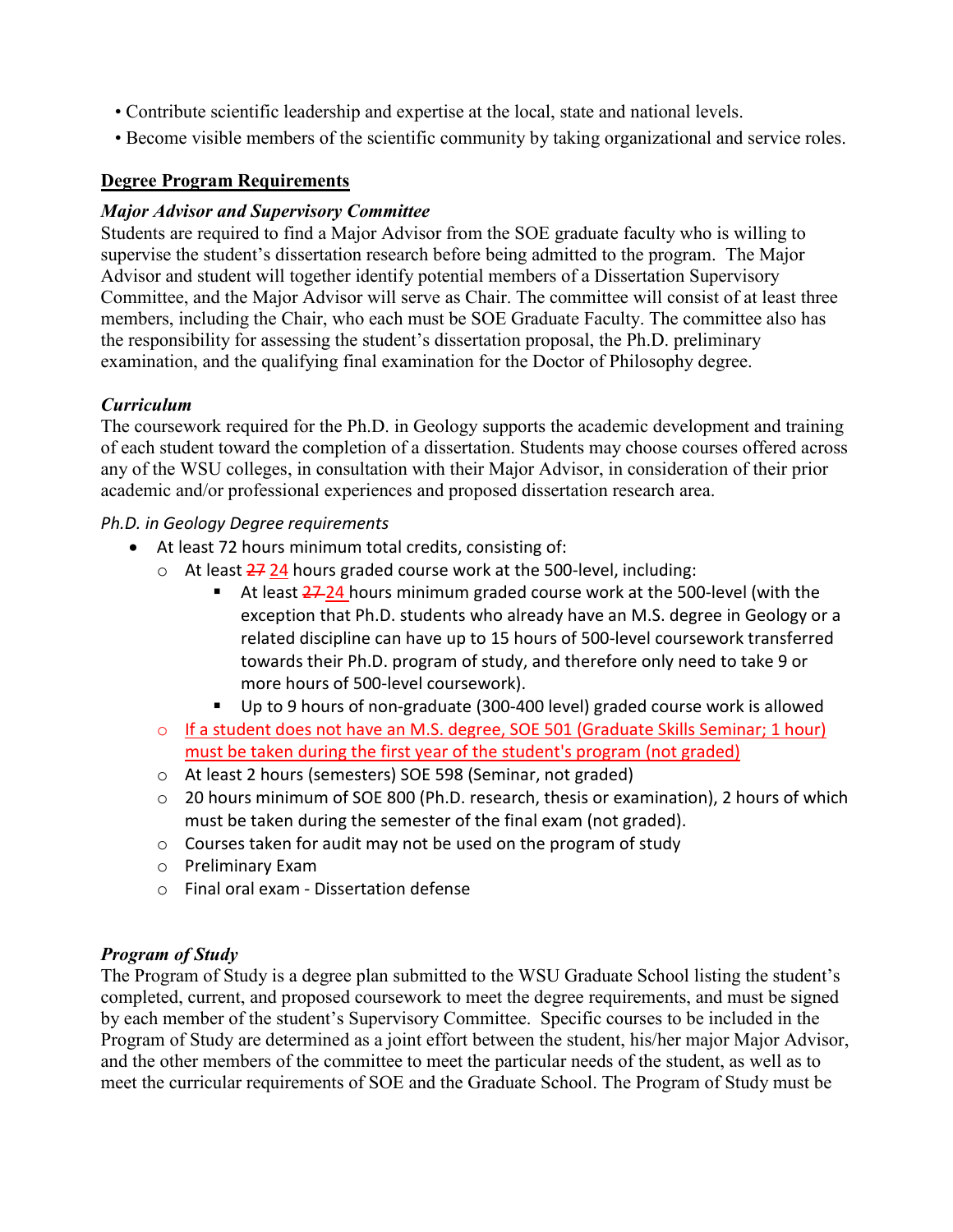- Contribute scientific leadership and expertise at the local, state and national levels.
- Become visible members of the scientific community by taking organizational and service roles.

## Degree Program Requirements

### *Major Advisor and Supervisory Committee*

Students are required to find a Major Advisor from the SOE graduate faculty who is willing to supervise the student's dissertation research before being admitted to the program. The Major Advisor and student will together identify potential members of a Dissertation Supervisory Committee, and the Major Advisor will serve as Chair. The committee will consist of at least three members, including the Chair, who each must be SOE Graduate Faculty. The committee also has the responsibility for assessing the student's dissertation proposal, the Ph.D. preliminary examination, and the qualifying final examination for the Doctor of Philosophy degree.

### *Curriculum*

The coursework required for the Ph.D. in Geology supports the academic development and training of each student toward the completion of a dissertation. Students may choose courses offered across any of the WSU colleges, in consultation with their Major Advisor, in consideration of their prior academic and/or professional experiences and proposed dissertation research area.

*Ph.D. in Geology Degree requirements*

- At least 72 hours minimum total credits, consisting of:
  - At least ~~27~~ 24 hours graded course work at the 500-level, including:
    - At least ~~27~~ 24 hours minimum graded course work at the 500-level (with the exception that Ph.D. students who already have an M.S. degree in Geology or a related discipline can have up to 15 hours of 500-level coursework transferred towards their Ph.D. program of study, and therefore only need to take 9 or more hours of 500-level coursework).
    - Up to 9 hours of non-graduate (300-400 level) graded course work is allowed
  - If a student does not have an M.S. degree, SOE 501 (Graduate Skills Seminar; 1 hour) must be taken during the first year of the student's program (not graded)
  - At least 2 hours (semesters) SOE 598 (Seminar, not graded)
  - 20 hours minimum of SOE 800 (Ph.D. research, thesis or examination), 2 hours of which must be taken during the semester of the final exam (not graded).
  - Courses taken for audit may not be used on the program of study
  - Preliminary Exam
  - Final oral exam - Dissertation defense

### *Program of Study*

The Program of Study is a degree plan submitted to the WSU Graduate School listing the student's completed, current, and proposed coursework to meet the degree requirements, and must be signed by each member of the student's Supervisory Committee. Specific courses to be included in the Program of Study are determined as a joint effort between the student, his/her major Major Advisor, and the other members of the committee to meet the particular needs of the student, as well as to meet the curricular requirements of SOE and the Graduate School. The Program of Study must be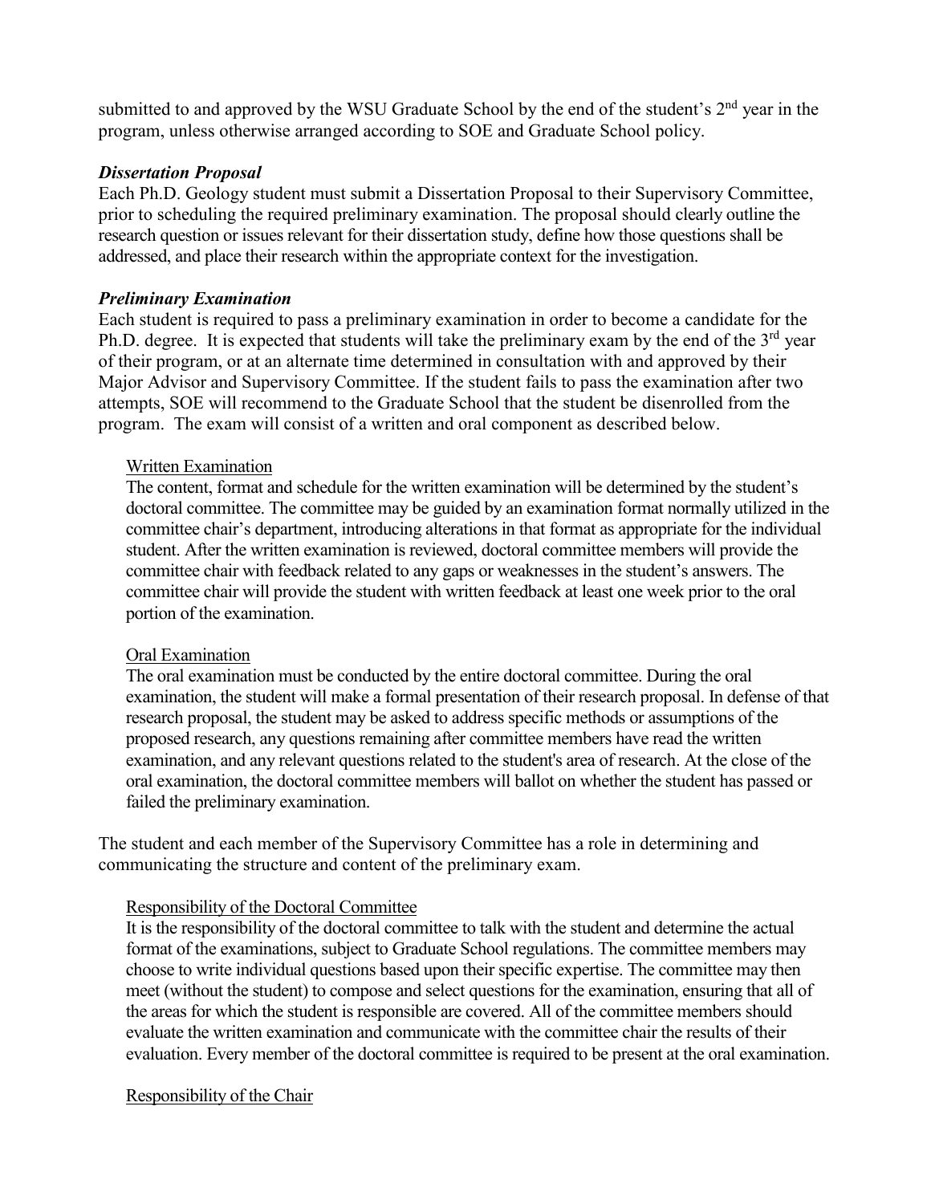submitted to and approved by the WSU Graduate School by the end of the student's 2nd year in the program, unless otherwise arranged according to SOE and Graduate School policy.

### *Dissertation Proposal*

Each Ph.D. Geology student must submit a Dissertation Proposal to their Supervisory Committee, prior to scheduling the required preliminary examination. The proposal should clearly outline the research question or issues relevant for their dissertation study, define how those questions shall be addressed, and place their research within the appropriate context for the investigation.

### *Preliminary Examination*

Each student is required to pass a preliminary examination in order to become a candidate for the Ph.D. degree. It is expected that students will take the preliminary exam by the end of the 3rd year of their program, or at an alternate time determined in consultation with and approved by their Major Advisor and Supervisory Committee. If the student fails to pass the examination after two attempts, SOE will recommend to the Graduate School that the student be disenrolled from the program. The exam will consist of a written and oral component as described below.

#### Written Examination

The content, format and schedule for the written examination will be determined by the student's doctoral committee. The committee may be guided by an examination format normally utilized in the committee chair's department, introducing alterations in that format as appropriate for the individual student. After the written examination is reviewed, doctoral committee members will provide the committee chair with feedback related to any gaps or weaknesses in the student's answers. The committee chair will provide the student with written feedback at least one week prior to the oral portion of the examination.

#### Oral Examination

The oral examination must be conducted by the entire doctoral committee. During the oral examination, the student will make a formal presentation of their research proposal. In defense of that research proposal, the student may be asked to address specific methods or assumptions of the proposed research, any questions remaining after committee members have read the written examination, and any relevant questions related to the student's area of research. At the close of the oral examination, the doctoral committee members will ballot on whether the student has passed or failed the preliminary examination.

The student and each member of the Supervisory Committee has a role in determining and communicating the structure and content of the preliminary exam.

#### Responsibility of the Doctoral Committee

It is the responsibility of the doctoral committee to talk with the student and determine the actual format of the examinations, subject to Graduate School regulations. The committee members may choose to write individual questions based upon their specific expertise. The committee may then meet (without the student) to compose and select questions for the examination, ensuring that all of the areas for which the student is responsible are covered. All of the committee members should evaluate the written examination and communicate with the committee chair the results of their evaluation. Every member of the doctoral committee is required to be present at the oral examination.

#### Responsibility of the Chair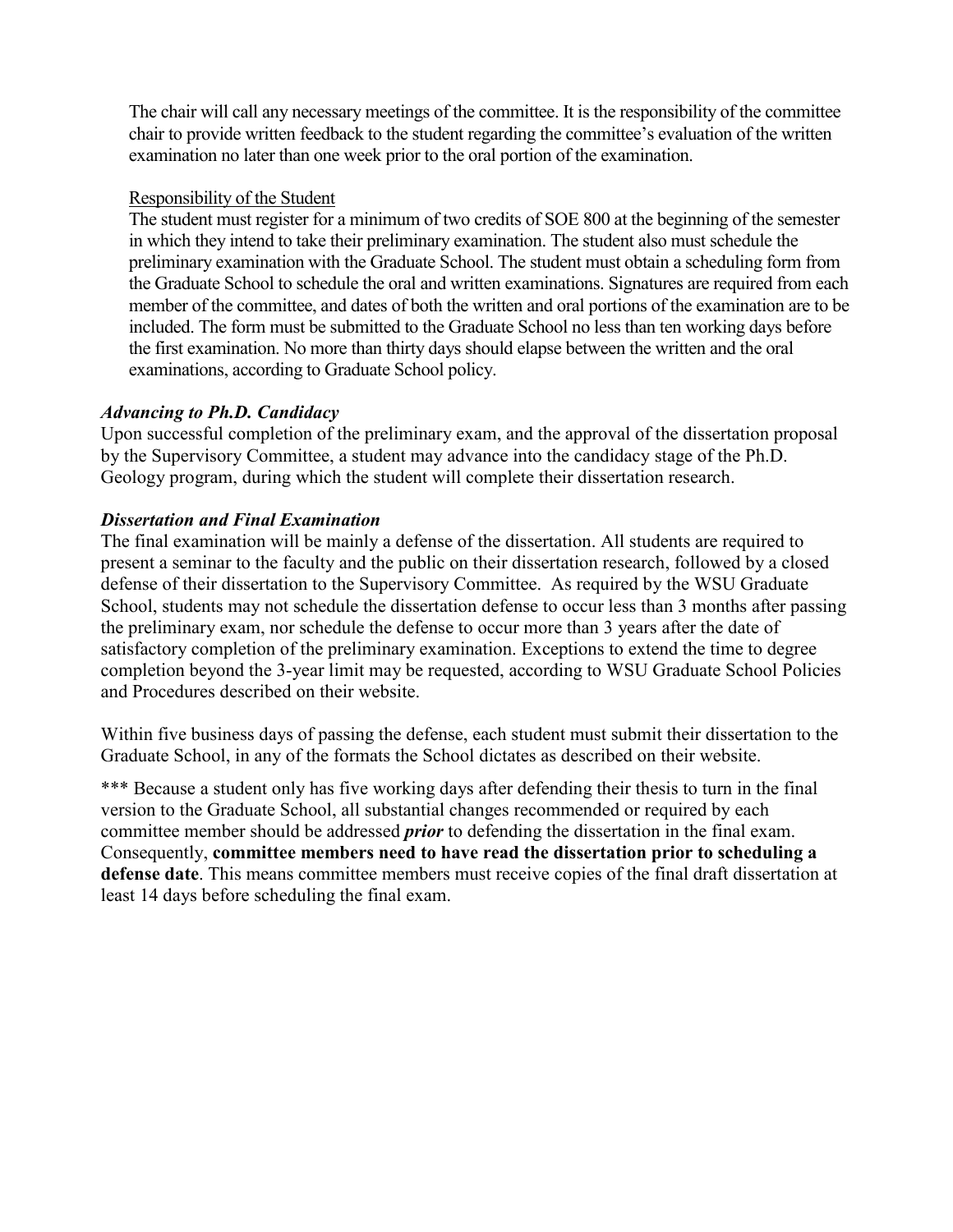The chair will call any necessary meetings of the committee. It is the responsibility of the committee chair to provide written feedback to the student regarding the committee's evaluation of the written examination no later than one week prior to the oral portion of the examination.

Responsibility of the Student

The student must register for a minimum of two credits of SOE 800 at the beginning of the semester in which they intend to take their preliminary examination. The student also must schedule the preliminary examination with the Graduate School. The student must obtain a scheduling form from the Graduate School to schedule the oral and written examinations. Signatures are required from each member of the committee, and dates of both the written and oral portions of the examination are to be included. The form must be submitted to the Graduate School no less than ten working days before the first examination. No more than thirty days should elapse between the written and the oral examinations, according to Graduate School policy.

### *Advancing to Ph.D. Candidacy*

Upon successful completion of the preliminary exam, and the approval of the dissertation proposal by the Supervisory Committee, a student may advance into the candidacy stage of the Ph.D. Geology program, during which the student will complete their dissertation research.

### *Dissertation and Final Examination*

The final examination will be mainly a defense of the dissertation. All students are required to present a seminar to the faculty and the public on their dissertation research, followed by a closed defense of their dissertation to the Supervisory Committee. As required by the WSU Graduate School, students may not schedule the dissertation defense to occur less than 3 months after passing the preliminary exam, nor schedule the defense to occur more than 3 years after the date of satisfactory completion of the preliminary examination. Exceptions to extend the time to degree completion beyond the 3-year limit may be requested, according to WSU Graduate School Policies and Procedures described on their website.

Within five business days of passing the defense, each student must submit their dissertation to the Graduate School, in any of the formats the School dictates as described on their website.

*** Because a student only has five working days after defending their thesis to turn in the final version to the Graduate School, all substantial changes recommended or required by each committee member should be addressed ***prior*** to defending the dissertation in the final exam. Consequently, **committee members need to have read the dissertation prior to scheduling a defense date**. This means committee members must receive copies of the final draft dissertation at least 14 days before scheduling the final exam.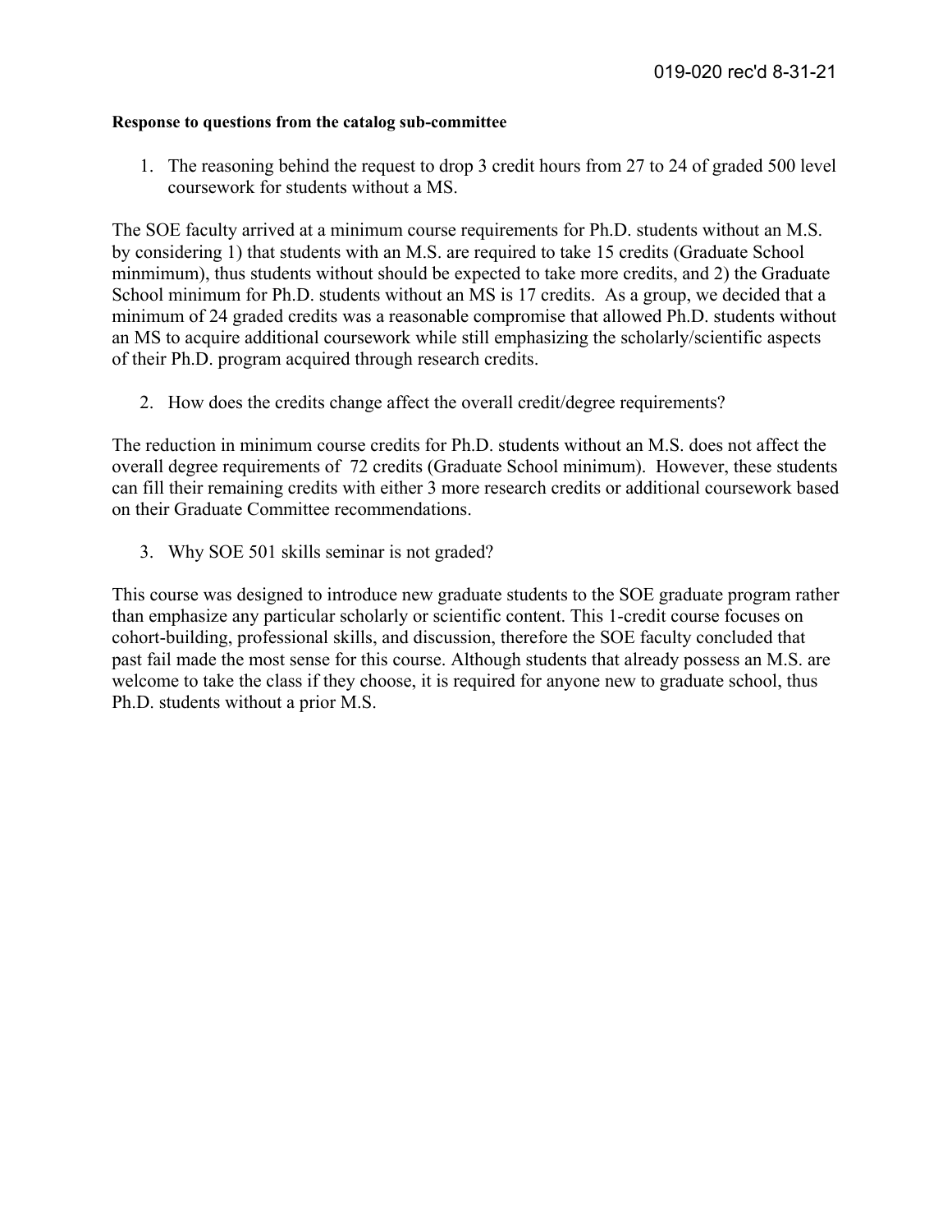019-020 rec'd 8-31-21

**Response to questions from the catalog sub-committee**

1. The reasoning behind the request to drop 3 credit hours from 27 to 24 of graded 500 level coursework for students without a MS.

The SOE faculty arrived at a minimum course requirements for Ph.D. students without an M.S. by considering 1) that students with an M.S. are required to take 15 credits (Graduate School minmimum), thus students without should be expected to take more credits, and 2) the Graduate School minimum for Ph.D. students without an MS is 17 credits. As a group, we decided that a minimum of 24 graded credits was a reasonable compromise that allowed Ph.D. students without an MS to acquire additional coursework while still emphasizing the scholarly/scientific aspects of their Ph.D. program acquired through research credits.

2. How does the credits change affect the overall credit/degree requirements?

The reduction in minimum course credits for Ph.D. students without an M.S. does not affect the overall degree requirements of 72 credits (Graduate School minimum). However, these students can fill their remaining credits with either 3 more research credits or additional coursework based on their Graduate Committee recommendations.

3. Why SOE 501 skills seminar is not graded?

This course was designed to introduce new graduate students to the SOE graduate program rather than emphasize any particular scholarly or scientific content. This 1-credit course focuses on cohort-building, professional skills, and discussion, therefore the SOE faculty concluded that past fail made the most sense for this course. Although students that already possess an M.S. are welcome to take the class if they choose, it is required for anyone new to graduate school, thus Ph.D. students without a prior M.S.